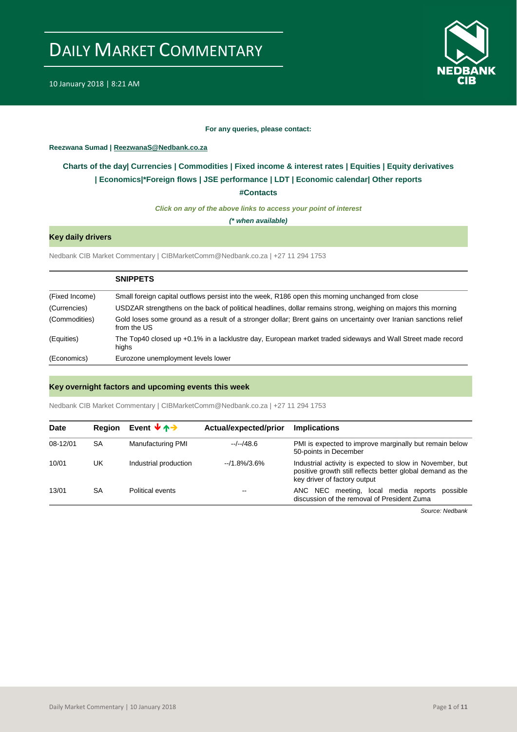# DAILY MARKET COMMENTARY

10 January 2018 | 8:21 AM

**For any queries, please contact:**

**Reezwana Sumad | ReezwanaS@Nedbank.co.za**

**Charts of the day| Currencies | Commodities | Fixed income & interest rates | Equities | Equity derivatives | Economics|*Foreign flows | JSE performance | LDT | Economic calendar| Other reports**

**#Contacts**

***Click on any of the above links to access your point of interest***

***(* when available)***

## Key daily drivers

Nedbank CIB Market Commentary | CIBMarketComm@Nedbank.co.za | +27 11 294 1753

| | **SNIPPETS** |
|---|---|
| (Fixed Income) | Small foreign capital outflows persist into the week, R186 open this morning unchanged from close |
| (Currencies) | USDZAR strengthens on the back of political headlines, dollar remains strong, weighing on majors this morning |
| (Commodities) | Gold loses some ground as a result of a stronger dollar; Brent gains on uncertainty over Iranian sanctions relief from the US |
| (Equities) | The Top40 closed up +0.1% in a lacklustre day, European market traded sideways and Wall Street made record highs |
| (Economics) | Eurozone unemployment levels lower |

## Key overnight factors and upcoming events this week

Nedbank CIB Market Commentary | CIBMarketComm@Nedbank.co.za | +27 11 294 1753

| Date | Region | Event ↓↑→ | Actual/expected/prior | Implications |
|---|---|---|---|---|
| 08-12/01 | SA | Manufacturing PMI | --/--/48.6 | PMI is expected to improve marginally but remain below 50-points in December |
| 10/01 | UK | Industrial production | --/1.8%/3.6% | Industrial activity is expected to slow in November, but positive growth still reflects better global demand as the key driver of factory output |
| 13/01 | SA | Political events | -- | ANC NEC meeting, local media reports possible discussion of the removal of President Zuma |

*Source: Nedbank*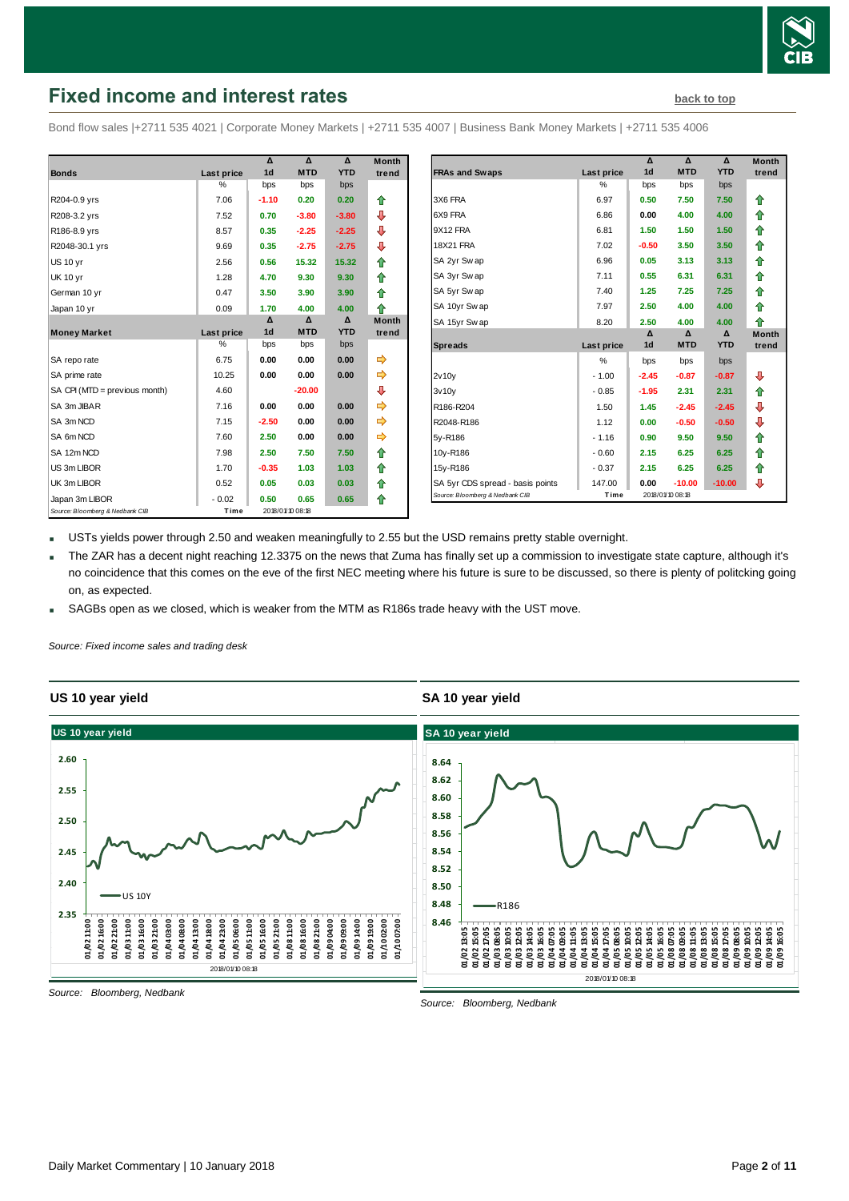# Fixed income and interest rates

back to top

Bond flow sales |+2711 535 4021 | Corporate Money Markets | +2711 535 4007 | Business Bank Money Markets | +2711 535 4006

| Bonds | Last price | Δ 1d | Δ MTD | Δ YTD | Month trend |
|---|---|---|---|---|---|
| | % | bps | bps | bps | |
| R204-0.9 yrs | 7.06 | -1.10 | 0.20 | 0.20 | ⇧ |
| R208-3.2 yrs | 7.52 | 0.70 | -3.80 | -3.80 | ⇩ |
| R186-8.9 yrs | 8.57 | 0.35 | -2.25 | -2.25 | ⇩ |
| R2048-30.1 yrs | 9.69 | 0.35 | -2.75 | -2.75 | ⇩ |
| US 10 yr | 2.56 | 0.56 | 15.32 | 15.32 | ⇧ |
| UK 10 yr | 1.28 | 4.70 | 9.30 | 9.30 | ⇧ |
| German 10 yr | 0.47 | 3.50 | 3.90 | 3.90 | ⇧ |
| Japan 10 yr | 0.09 | 1.70 | 4.00 | 4.00 | ⇧ |

| Money Market | Last price | Δ 1d | Δ MTD | Δ YTD | Month trend |
|---|---|---|---|---|---|
| | % | bps | bps | bps | |
| SA repo rate | 6.75 | 0.00 | 0.00 | 0.00 | ⇨ |
| SA prime rate | 10.25 | 0.00 | 0.00 | 0.00 | ⇨ |
| SA CPI (MTD = previous month) | 4.60 | | -20.00 | | ⇩ |
| SA 3m JIBAR | 7.16 | 0.00 | 0.00 | 0.00 | ⇨ |
| SA 3m NCD | 7.15 | -2.50 | 0.00 | 0.00 | ⇨ |
| SA 6m NCD | 7.60 | 2.50 | 0.00 | 0.00 | ⇨ |
| SA 12m NCD | 7.98 | 2.50 | 7.50 | 7.50 | ⇧ |
| US 3m LIBOR | 1.70 | -0.35 | 1.03 | 1.03 | ⇧ |
| UK 3m LIBOR | 0.52 | 0.05 | 0.03 | 0.03 | ⇧ |
| Japan 3m LIBOR | - 0.02 | 0.50 | 0.65 | 0.65 | ⇧ |

Source: Bloomberg & Nedbank CIB | Time 2018/01/10 08:18

| FRAs and Swaps | Last price | Δ 1d | Δ MTD | Δ YTD | Month trend |
|---|---|---|---|---|---|
| | % | bps | bps | bps | |
| 3X6 FRA | 6.97 | 0.50 | 7.50 | 7.50 | ⇧ |
| 6X9 FRA | 6.86 | 0.00 | 4.00 | 4.00 | ⇧ |
| 9X12 FRA | 6.81 | 1.50 | 1.50 | 1.50 | ⇧ |
| 18X21 FRA | 7.02 | -0.50 | 3.50 | 3.50 | ⇧ |
| SA 2yr Swap | 6.96 | 0.05 | 3.13 | 3.13 | ⇧ |
| SA 3yr Swap | 7.11 | 0.55 | 6.31 | 6.31 | ⇧ |
| SA 5yr Swap | 7.40 | 1.25 | 7.25 | 7.25 | ⇧ |
| SA 10yr Swap | 7.97 | 2.50 | 4.00 | 4.00 | ⇧ |
| SA 15yr Swap | 8.20 | 2.50 | 4.00 | 4.00 | ⇧ |

| Spreads | Last price | Δ 1d | Δ MTD | Δ YTD | Month trend |
|---|---|---|---|---|---|
| | % | bps | bps | bps | |
| 2v10y | - 1.00 | -2.45 | -0.87 | -0.87 | ⇩ |
| 3v10y | - 0.85 | -1.95 | 2.31 | 2.31 | ⇧ |
| R186-R204 | 1.50 | 1.45 | -2.45 | -2.45 | ⇩ |
| R2048-R186 | 1.12 | 0.00 | -0.50 | -0.50 | ⇩ |
| 5y-R186 | - 1.16 | 0.90 | 9.50 | 9.50 | ⇧ |
| 10y-R186 | - 0.60 | 2.15 | 6.25 | 6.25 | ⇧ |
| 15y-R186 | - 0.37 | 2.15 | 6.25 | 6.25 | ⇧ |
| SA 5yr CDS spread - basis points | 147.00 | 0.00 | -10.00 | -10.00 | ⇩ |

Source: Bloomberg & Nedbank CIB | Time 2018/01/10 08:18

- USTs yields power through 2.50 and weaken meaningfully to 2.55 but the USD remains pretty stable overnight.
- The ZAR has a decent night reaching 12.3375 on the news that Zuma has finally set up a commission to investigate state capture, although it's no coincidence that this comes on the eve of the first NEC meeting where his future is sure to be discussed, so there is plenty of politcking going on, as expected.
- SAGBs open as we closed, which is weaker from the MTM as R186s trade heavy with the UST move.

*Source: Fixed income sales and trading desk*

## US 10 year yield

*Source: Bloomberg, Nedbank*

## SA 10 year yield

*Source: Bloomberg, Nedbank*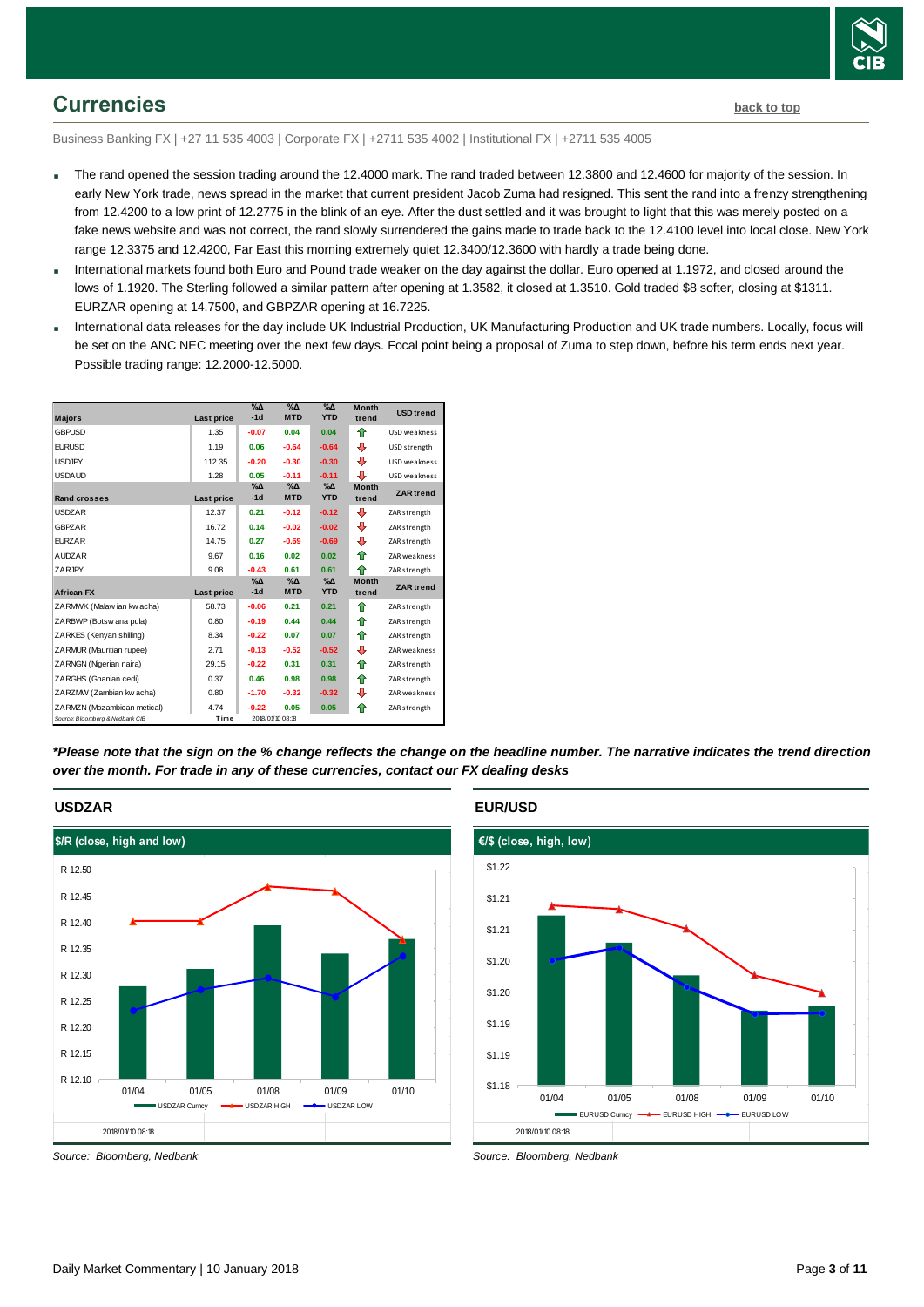## Currencies

back to top

Business Banking FX | +27 11 535 4003 | Corporate FX | +2711 535 4002 | Institutional FX | +2711 535 4005

- The rand opened the session trading around the 12.4000 mark. The rand traded between 12.3800 and 12.4600 for majority of the session. In early New York trade, news spread in the market that current president Jacob Zuma had resigned. This sent the rand into a frenzy strengthening from 12.4200 to a low print of 12.2775 in the blink of an eye. After the dust settled and it was brought to light that this was merely posted on a fake news website and was not correct, the rand slowly surrendered the gains made to trade back to the 12.4100 level into local close. New York range 12.3375 and 12.4200, Far East this morning extremely quiet 12.3400/12.3600 with hardly a trade being done.
- International markets found both Euro and Pound trade weaker on the day against the dollar. Euro opened at 1.1972, and closed around the lows of 1.1920. The Sterling followed a similar pattern after opening at 1.3582, it closed at 1.3510. Gold traded $8 softer, closing at $1311. EURZAR opening at 14.7500, and GBPZAR opening at 16.7225.
- International data releases for the day include UK Industrial Production, UK Manufacturing Production and UK trade numbers. Locally, focus will be set on the ANC NEC meeting over the next few days. Focal point being a proposal of Zuma to step down, before his term ends next year. Possible trading range: 12.2000-12.5000.

| Majors | Last price | %Δ -1d | %Δ MTD | %Δ YTD | Month trend | USD trend |
|---|---|---|---|---|---|---|
| GBPUSD | 1.35 | -0.07 | 0.04 | 0.04 | ⇧ | USD weakness |
| EURUSD | 1.19 | 0.06 | -0.64 | -0.64 | ⇩ | USD strength |
| USDJPY | 112.35 | -0.20 | -0.30 | -0.30 | ⇩ | USD weakness |
| USDAUD | 1.28 | 0.05 | -0.11 | -0.11 | ⇩ | USD weakness |
| **Rand crosses** | **Last price** | **%Δ -1d** | **%Δ MTD** | **%Δ YTD** | **Month trend** | **ZAR trend** |
| USDZAR | 12.37 | 0.21 | -0.12 | -0.12 | ⇩ | ZAR strength |
| GBPZAR | 16.72 | 0.14 | -0.02 | -0.02 | ⇩ | ZAR strength |
| EURZAR | 14.75 | 0.27 | -0.69 | -0.69 | ⇩ | ZAR strength |
| AUDZAR | 9.67 | 0.16 | 0.02 | 0.02 | ⇧ | ZAR weakness |
| ZARJPY | 9.08 | -0.43 | 0.61 | 0.61 | ⇧ | ZAR strength |
| **African FX** | **Last price** | **%Δ -1d** | **%Δ MTD** | **%Δ YTD** | **Month trend** | **ZAR trend** |
| ZARMWK (Malawian kwacha) | 58.73 | -0.06 | 0.21 | 0.21 | ⇧ | ZAR strength |
| ZARBWP (Botswana pula) | 0.80 | -0.19 | 0.44 | 0.44 | ⇧ | ZAR strength |
| ZARKES (Kenyan shilling) | 8.34 | -0.22 | 0.07 | 0.07 | ⇧ | ZAR strength |
| ZARMUR (Mauritian rupee) | 2.71 | -0.13 | -0.52 | -0.52 | ⇩ | ZAR weakness |
| ZARNGN (Nigerian naira) | 29.15 | -0.22 | 0.31 | 0.31 | ⇧ | ZAR strength |
| ZARGHS (Ghanian cedi) | 0.37 | 0.46 | 0.98 | 0.98 | ⇧ | ZAR strength |
| ZARZMW (Zambian kwacha) | 0.80 | -1.70 | -0.32 | -0.32 | ⇩ | ZAR weakness |
| ZARMZN (Mozambican metical) | 4.74 | -0.22 | 0.05 | 0.05 | ⇧ | ZAR strength |

Source: Bloomberg & Nedbank CIB | Time 2018/01/10 08:18

***Please note that the sign on the % change reflects the change on the headline number. The narrative indicates the trend direction over the month. For trade in any of these currencies, contact our FX dealing desks***

### USDZAR

$/R (close, high and low)

Source: Bloomberg, Nedbank

### EUR/USD

€/$ (close, high, low)

Source: Bloomberg, Nedbank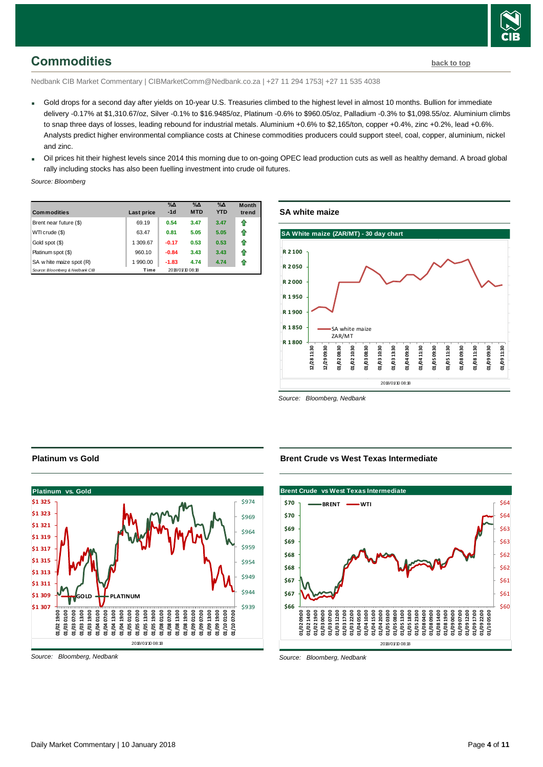## Commodities

back to top

Nedbank CIB Market Commentary | CIBMarketComm@Nedbank.co.za | +27 11 294 1753| +27 11 535 4038

- Gold drops for a second day after yields on 10-year U.S. Treasuries climbed to the highest level in almost 10 months. Bullion for immediate delivery -0.17% at $1,310.67/oz, Silver -0.1% to $16.9485/oz, Platinum -0.6% to $960.05/oz, Palladium -0.3% to $1,098.55/oz. Aluminium climbs to snap three days of losses, leading rebound for industrial metals. Aluminium +0.6% to $2,165/ton, copper +0.4%, zinc +0.2%, lead +0.6%. Analysts predict higher environmental compliance costs at Chinese commodities producers could support steel, coal, copper, aluminium, nickel and zinc.
- Oil prices hit their highest levels since 2014 this morning due to on-going OPEC lead production cuts as well as healthy demand. A broad global rally including stocks has also been fuelling investment into crude oil futures.

*Source: Bloomberg*

| Commodities | Last price | %Δ -1d | %Δ MTD | %Δ YTD | Month trend |
|---|---|---|---|---|---|
| Brent near future ($) | 69.19 | 0.54 | 3.47 | 3.47 | ⇧ |
| WTI crude ($) | 63.47 | 0.81 | 5.05 | 5.05 | ⇧ |
| Gold spot ($) | 1 309.67 | -0.17 | 0.53 | 0.53 | ⇧ |
| Platinum spot ($) | 960.10 | -0.84 | 3.43 | 3.43 | ⇧ |
| SA white maize spot (R) | 1 990.00 | -1.83 | 4.74 | 4.74 | ⇧ |
| *Source: Bloomberg & Nedbank CIB* | Time | 2018/01/10 08:18 | | | |

### SA white maize

*Source: Bloomberg, Nedbank*

### Platinum vs Gold

*Source: Bloomberg, Nedbank*

### Brent Crude vs West Texas Intermediate

*Source: Bloomberg, Nedbank*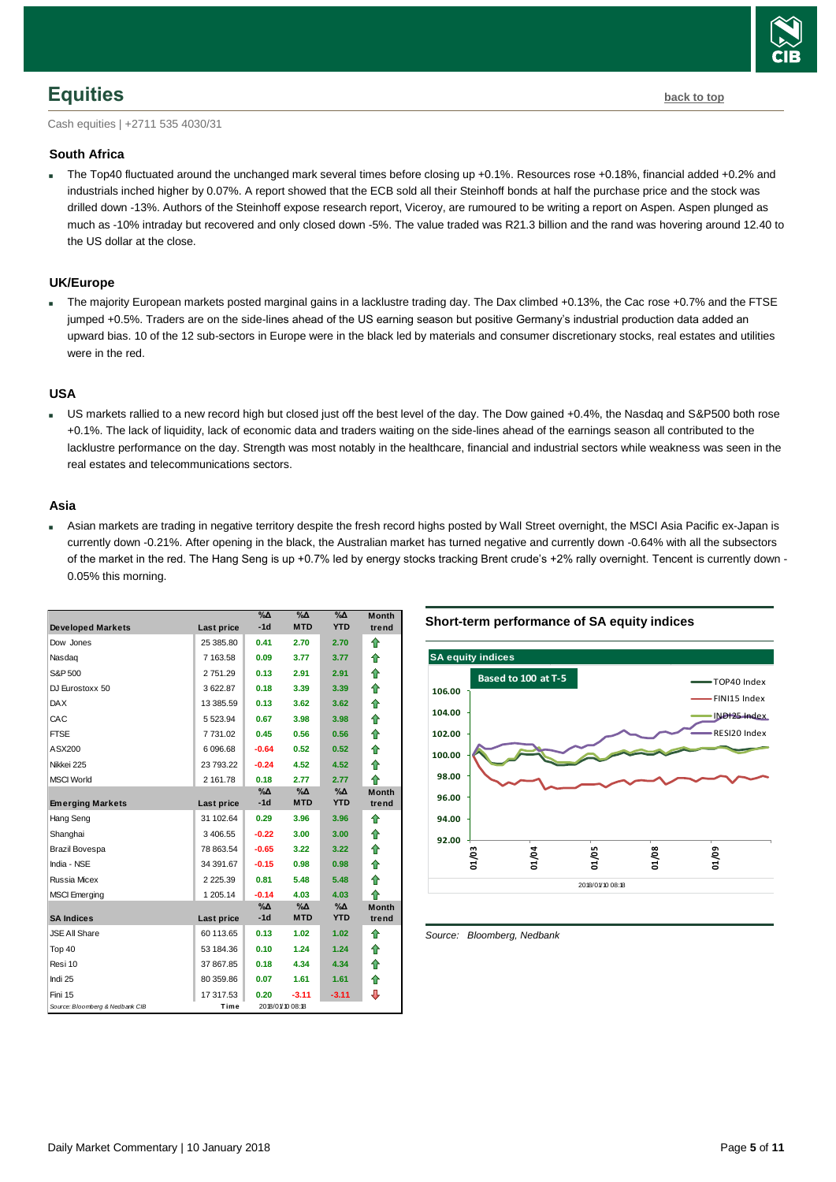## Equities

back to top

Cash equities | +2711 535 4030/31

### South Africa

- The Top40 fluctuated around the unchanged mark several times before closing up +0.1%. Resources rose +0.18%, financial added +0.2% and industrials inched higher by 0.07%. A report showed that the ECB sold all their Steinhoff bonds at half the purchase price and the stock was drilled down -13%. Authors of the Steinhoff expose research report, Viceroy, are rumoured to be writing a report on Aspen. Aspen plunged as much as -10% intraday but recovered and only closed down -5%. The value traded was R21.3 billion and the rand was hovering around 12.40 to the US dollar at the close.

### UK/Europe

- The majority European markets posted marginal gains in a lacklustre trading day. The Dax climbed +0.13%, the Cac rose +0.7% and the FTSE jumped +0.5%. Traders are on the side-lines ahead of the US earning season but positive Germany's industrial production data added an upward bias. 10 of the 12 sub-sectors in Europe were in the black led by materials and consumer discretionary stocks, real estates and utilities were in the red.

### USA

- US markets rallied to a new record high but closed just off the best level of the day. The Dow gained +0.4%, the Nasdaq and S&P500 both rose +0.1%. The lack of liquidity, lack of economic data and traders waiting on the side-lines ahead of the earnings season all contributed to the lacklustre performance on the day. Strength was most notably in the healthcare, financial and industrial sectors while weakness was seen in the real estates and telecommunications sectors.

### Asia

- Asian markets are trading in negative territory despite the fresh record highs posted by Wall Street overnight, the MSCI Asia Pacific ex-Japan is currently down -0.21%. After opening in the black, the Australian market has turned negative and currently down -0.64% with all the subsectors of the market in the red. The Hang Seng is up +0.7% led by energy stocks tracking Brent crude's +2% rally overnight. Tencent is currently down -0.05% this morning.

| Developed Markets | Last price | %Δ -1d | %Δ MTD | %Δ YTD | Month trend |
|---|---|---|---|---|---|
| Dow Jones | 25 385.80 | 0.41 | 2.70 | 2.70 | ⇧ |
| Nasdaq | 7 163.58 | 0.09 | 3.77 | 3.77 | ⇧ |
| S&P 500 | 2 751.29 | 0.13 | 2.91 | 2.91 | ⇧ |
| DJ Eurostoxx 50 | 3 622.87 | 0.18 | 3.39 | 3.39 | ⇧ |
| DAX | 13 385.59 | 0.13 | 3.62 | 3.62 | ⇧ |
| CAC | 5 523.94 | 0.67 | 3.98 | 3.98 | ⇧ |
| FTSE | 7 731.02 | 0.45 | 0.56 | 0.56 | ⇧ |
| ASX200 | 6 096.68 | -0.64 | 0.52 | 0.52 | ⇧ |
| Nikkei 225 | 23 793.22 | -0.24 | 4.52 | 4.52 | ⇧ |
| MSCI World | 2 161.78 | 0.18 | 2.77 | 2.77 | ⇧ |
| **Emerging Markets** | **Last price** | **%Δ -1d** | **%Δ MTD** | **%Δ YTD** | **Month trend** |
| Hang Seng | 31 102.64 | 0.29 | 3.96 | 3.96 | ⇧ |
| Shanghai | 3 406.55 | -0.22 | 3.00 | 3.00 | ⇧ |
| Brazil Bovespa | 78 863.54 | -0.65 | 3.22 | 3.22 | ⇧ |
| India - NSE | 34 391.67 | -0.15 | 0.98 | 0.98 | ⇧ |
| Russia Micex | 2 225.39 | 0.81 | 5.48 | 5.48 | ⇧ |
| MSCI Emerging | 1 205.14 | -0.14 | 4.03 | 4.03 | ⇧ |
| **SA Indices** | **Last price** | **%Δ -1d** | **%Δ MTD** | **%Δ YTD** | **Month trend** |
| JSE All Share | 60 113.65 | 0.13 | 1.02 | 1.02 | ⇧ |
| Top 40 | 53 184.36 | 0.10 | 1.24 | 1.24 | ⇧ |
| Resi 10 | 37 867.85 | 0.18 | 4.34 | 4.34 | ⇧ |
| Indi 25 | 80 359.86 | 0.07 | 1.61 | 1.61 | ⇧ |
| Fini 15 | 17 317.53 | 0.20 | -3.11 | -3.11 | ⇩ |

Source: Bloomberg & Nedbank CIB | Time 2018/01/10 08:18

**Short-term performance of SA equity indices**

Source: Bloomberg, Nedbank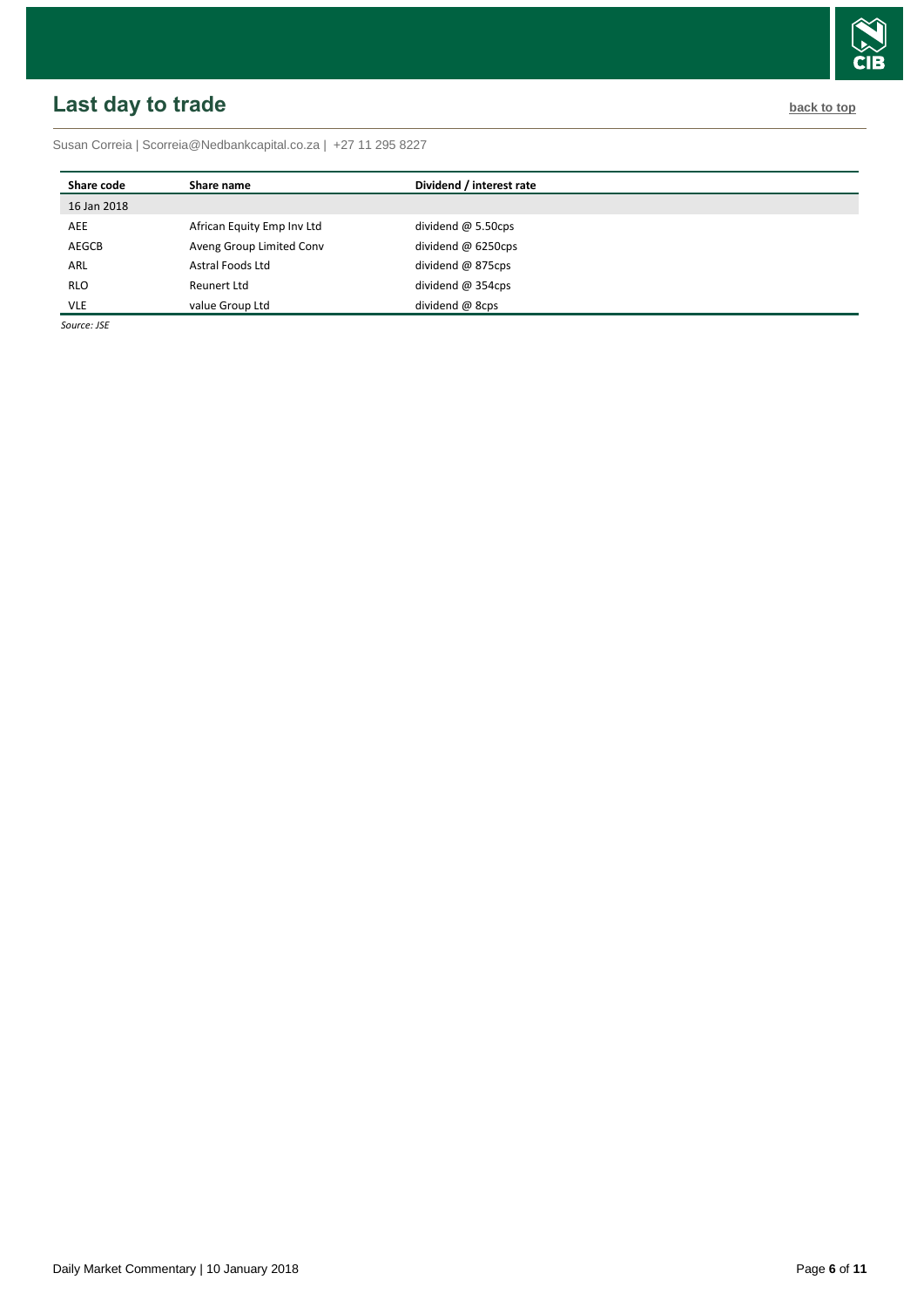## Last day to trade

back to top

Susan Correia | Scorreia@Nedbankcapital.co.za | +27 11 295 8227

| Share code | Share name | Dividend / interest rate |
|---|---|---|
| 16 Jan 2018 | | |
| AEE | African Equity Emp Inv Ltd | dividend @ 5.50cps |
| AEGCB | Aveng Group Limited Conv | dividend @ 6250cps |
| ARL | Astral Foods Ltd | dividend @ 875cps |
| RLO | Reunert Ltd | dividend @ 354cps |
| VLE | value Group Ltd | dividend @ 8cps |

*Source: JSE*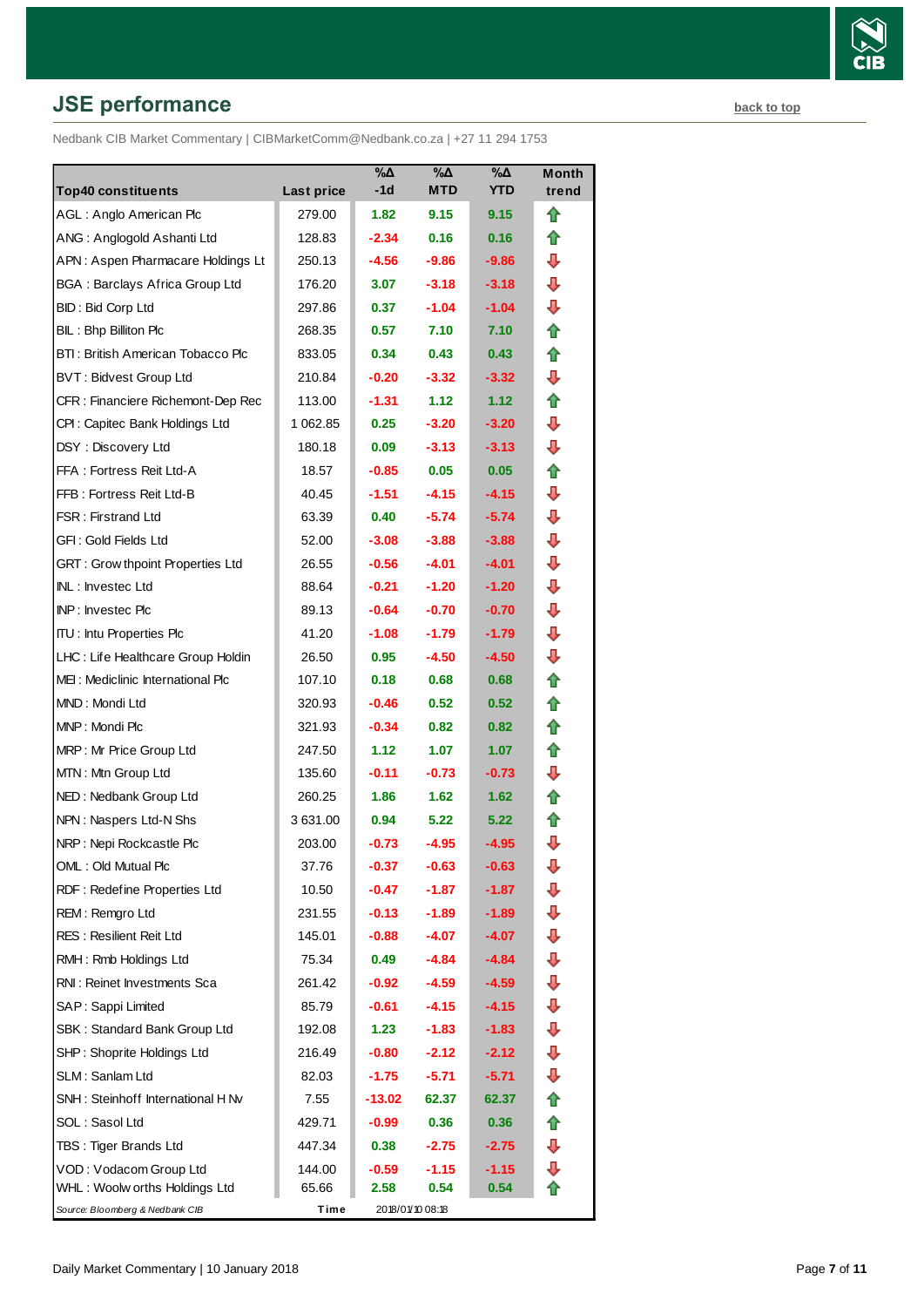## JSE performance

back to top

Nedbank CIB Market Commentary | CIBMarketComm@Nedbank.co.za | +27 11 294 1753

| Top40 constituents | Last price | %Δ -1d | %Δ MTD | %Δ YTD | Month trend |
|---|---|---|---|---|---|
| AGL : Anglo American Plc | 279.00 | 1.82 | 9.15 | 9.15 | ⇧ |
| ANG : Anglogold Ashanti Ltd | 128.83 | -2.34 | 0.16 | 0.16 | ⇧ |
| APN : Aspen Pharmacare Holdings Lt | 250.13 | -4.56 | -9.86 | -9.86 | ⇩ |
| BGA : Barclays Africa Group Ltd | 176.20 | 3.07 | -3.18 | -3.18 | ⇩ |
| BID : Bid Corp Ltd | 297.86 | 0.37 | -1.04 | -1.04 | ⇩ |
| BIL : Bhp Billiton Plc | 268.35 | 0.57 | 7.10 | 7.10 | ⇧ |
| BTI : British American Tobacco Plc | 833.05 | 0.34 | 0.43 | 0.43 | ⇧ |
| BVT : Bidvest Group Ltd | 210.84 | -0.20 | -3.32 | -3.32 | ⇩ |
| CFR : Financiere Richemont-Dep Rec | 113.00 | -1.31 | 1.12 | 1.12 | ⇧ |
| CPI : Capitec Bank Holdings Ltd | 1 062.85 | 0.25 | -3.20 | -3.20 | ⇩ |
| DSY : Discovery Ltd | 180.18 | 0.09 | -3.13 | -3.13 | ⇩ |
| FFA : Fortress Reit Ltd-A | 18.57 | -0.85 | 0.05 | 0.05 | ⇧ |
| FFB : Fortress Reit Ltd-B | 40.45 | -1.51 | -4.15 | -4.15 | ⇩ |
| FSR : Firstrand Ltd | 63.39 | 0.40 | -5.74 | -5.74 | ⇩ |
| GFI : Gold Fields Ltd | 52.00 | -3.08 | -3.88 | -3.88 | ⇩ |
| GRT : Growthpoint Properties Ltd | 26.55 | -0.56 | -4.01 | -4.01 | ⇩ |
| INL : Investec Ltd | 88.64 | -0.21 | -1.20 | -1.20 | ⇩ |
| INP : Investec Plc | 89.13 | -0.64 | -0.70 | -0.70 | ⇩ |
| ITU : Intu Properties Plc | 41.20 | -1.08 | -1.79 | -1.79 | ⇩ |
| LHC : Life Healthcare Group Holdin | 26.50 | 0.95 | -4.50 | -4.50 | ⇩ |
| MEI : Mediclinic International Plc | 107.10 | 0.18 | 0.68 | 0.68 | ⇧ |
| MND : Mondi Ltd | 320.93 | -0.46 | 0.52 | 0.52 | ⇧ |
| MNP : Mondi Plc | 321.93 | -0.34 | 0.82 | 0.82 | ⇧ |
| MRP : Mr Price Group Ltd | 247.50 | 1.12 | 1.07 | 1.07 | ⇧ |
| MTN : Mtn Group Ltd | 135.60 | -0.11 | -0.73 | -0.73 | ⇩ |
| NED : Nedbank Group Ltd | 260.25 | 1.86 | 1.62 | 1.62 | ⇧ |
| NPN : Naspers Ltd-N Shs | 3 631.00 | 0.94 | 5.22 | 5.22 | ⇧ |
| NRP : Nepi Rockcastle Plc | 203.00 | -0.73 | -4.95 | -4.95 | ⇩ |
| OML : Old Mutual Plc | 37.76 | -0.37 | -0.63 | -0.63 | ⇩ |
| RDF : Redefine Properties Ltd | 10.50 | -0.47 | -1.87 | -1.87 | ⇩ |
| REM : Remgro Ltd | 231.55 | -0.13 | -1.89 | -1.89 | ⇩ |
| RES : Resilient Reit Ltd | 145.01 | -0.88 | -4.07 | -4.07 | ⇩ |
| RMH : Rmb Holdings Ltd | 75.34 | 0.49 | -4.84 | -4.84 | ⇩ |
| RNI : Reinet Investments Sca | 261.42 | -0.92 | -4.59 | -4.59 | ⇩ |
| SAP : Sappi Limited | 85.79 | -0.61 | -4.15 | -4.15 | ⇩ |
| SBK : Standard Bank Group Ltd | 192.08 | 1.23 | -1.83 | -1.83 | ⇩ |
| SHP : Shoprite Holdings Ltd | 216.49 | -0.80 | -2.12 | -2.12 | ⇩ |
| SLM : Sanlam Ltd | 82.03 | -1.75 | -5.71 | -5.71 | ⇩ |
| SNH : Steinhoff International H Nv | 7.55 | -13.02 | 62.37 | 62.37 | ⇧ |
| SOL : Sasol Ltd | 429.71 | -0.99 | 0.36 | 0.36 | ⇧ |
| TBS : Tiger Brands Ltd | 447.34 | 0.38 | -2.75 | -2.75 | ⇩ |
| VOD : Vodacom Group Ltd | 144.00 | -0.59 | -1.15 | -1.15 | ⇩ |
| WHL : Woolworths Holdings Ltd | 65.66 | 2.58 | 0.54 | 0.54 | ⇧ |
| *Source: Bloomberg & Nedbank CIB* | Time | 2018/01/10 08:18 | | | |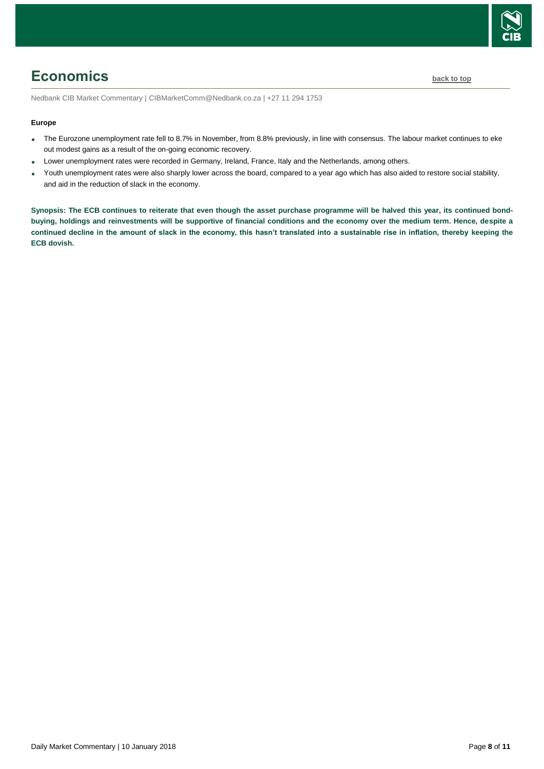# Economics

back to top

Nedbank CIB Market Commentary | CIBMarketComm@Nedbank.co.za | +27 11 294 1753

**Europe**

- The Eurozone unemployment rate fell to 8.7% in November, from 8.8% previously, in line with consensus. The labour market continues to eke out modest gains as a result of the on-going economic recovery.
- Lower unemployment rates were recorded in Germany, Ireland, France, Italy and the Netherlands, among others.
- Youth unemployment rates were also sharply lower across the board, compared to a year ago which has also aided to restore social stability, and aid in the reduction of slack in the economy.

**Synopsis: The ECB continues to reiterate that even though the asset purchase programme will be halved this year, its continued bond-buying, holdings and reinvestments will be supportive of financial conditions and the economy over the medium term. Hence, despite a continued decline in the amount of slack in the economy, this hasn't translated into a sustainable rise in inflation, thereby keeping the ECB dovish.**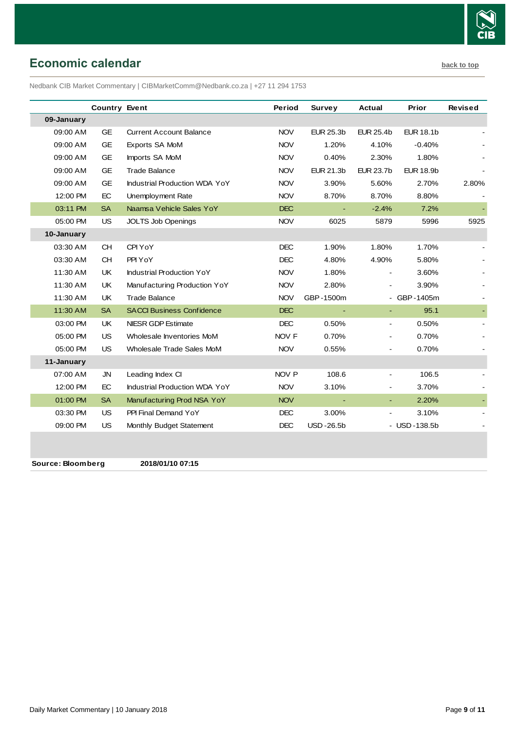## Economic calendar

back to top

Nedbank CIB Market Commentary | CIBMarketComm@Nedbank.co.za | +27 11 294 1753

| | Country | Event | Period | Survey | Actual | Prior | Revised |
|---|---|---|---|---|---|---|---|
| **09-January** | | | | | | | |
| 09:00 AM | GE | Current Account Balance | NOV | EUR 25.3b | EUR 25.4b | EUR 18.1b | - |
| 09:00 AM | GE | Exports SA MoM | NOV | 1.20% | 4.10% | -0.40% | - |
| 09:00 AM | GE | Imports SA MoM | NOV | 0.40% | 2.30% | 1.80% | - |
| 09:00 AM | GE | Trade Balance | NOV | EUR 21.3b | EUR 23.7b | EUR 18.9b | - |
| 09:00 AM | GE | Industrial Production WDA YoY | NOV | 3.90% | 5.60% | 2.70% | 2.80% |
| 12:00 PM | EC | Unemployment Rate | NOV | 8.70% | 8.70% | 8.80% | - |
| 03:11 PM | SA | Naamsa Vehicle Sales YoY | DEC | - | -2.4% | 7.2% | - |
| 05:00 PM | US | JOLTS Job Openings | NOV | 6025 | 5879 | 5996 | 5925 |
| **10-January** | | | | | | | |
| 03:30 AM | CH | CPI YoY | DEC | 1.90% | 1.80% | 1.70% | - |
| 03:30 AM | CH | PPI YoY | DEC | 4.80% | 4.90% | 5.80% | - |
| 11:30 AM | UK | Industrial Production YoY | NOV | 1.80% | - | 3.60% | - |
| 11:30 AM | UK | Manufacturing Production YoY | NOV | 2.80% | - | 3.90% | - |
| 11:30 AM | UK | Trade Balance | NOV | GBP -1500m | - | GBP -1405m | - |
| 11:30 AM | SA | SACCI Business Confidence | DEC | - | - | 95.1 | - |
| 03:00 PM | UK | NIESR GDP Estimate | DEC | 0.50% | - | 0.50% | - |
| 05:00 PM | US | Wholesale Inventories MoM | NOV F | 0.70% | - | 0.70% | - |
| 05:00 PM | US | Wholesale Trade Sales MoM | NOV | 0.55% | - | 0.70% | - |
| **11-January** | | | | | | | |
| 07:00 AM | JN | Leading Index CI | NOV P | 108.6 | - | 106.5 | - |
| 12:00 PM | EC | Industrial Production WDA YoY | NOV | 3.10% | - | 3.70% | - |
| 01:00 PM | SA | Manufacturing Prod NSA YoY | NOV | - | - | 2.20% | - |
| 03:30 PM | US | PPI Final Demand YoY | DEC | 3.00% | - | 3.10% | - |
| 09:00 PM | US | Monthly Budget Statement | DEC | USD -26.5b | - | USD -138.5b | - |

**Source: Bloomberg** **2018/01/10 07:15**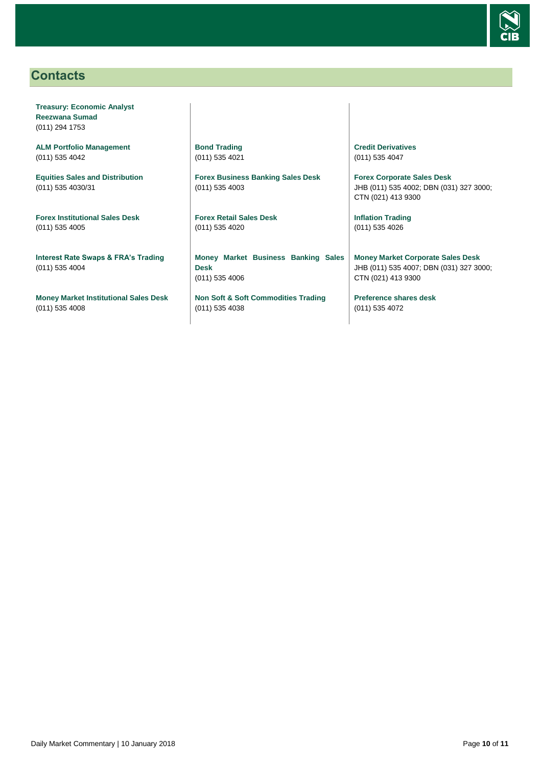## Contacts

**Treasury: Economic Analyst**
**Reezwana Sumad**
(011) 294 1753

**ALM Portfolio Management**
(011) 535 4042

**Equities Sales and Distribution**
(011) 535 4030/31

**Forex Institutional Sales Desk**
(011) 535 4005

**Interest Rate Swaps & FRA's Trading**
(011) 535 4004

**Money Market Institutional Sales Desk**
(011) 535 4008

**Bond Trading**
(011) 535 4021

**Forex Business Banking Sales Desk**
(011) 535 4003

**Forex Retail Sales Desk**
(011) 535 4020

**Money Market Business Banking Sales Desk**
(011) 535 4006

**Non Soft & Soft Commodities Trading**
(011) 535 4038

**Credit Derivatives**
(011) 535 4047

**Forex Corporate Sales Desk**
JHB (011) 535 4002; DBN (031) 327 3000; CTN (021) 413 9300

**Inflation Trading**
(011) 535 4026

**Money Market Corporate Sales Desk**
JHB (011) 535 4007; DBN (031) 327 3000; CTN (021) 413 9300

**Preference shares desk**
(011) 535 4072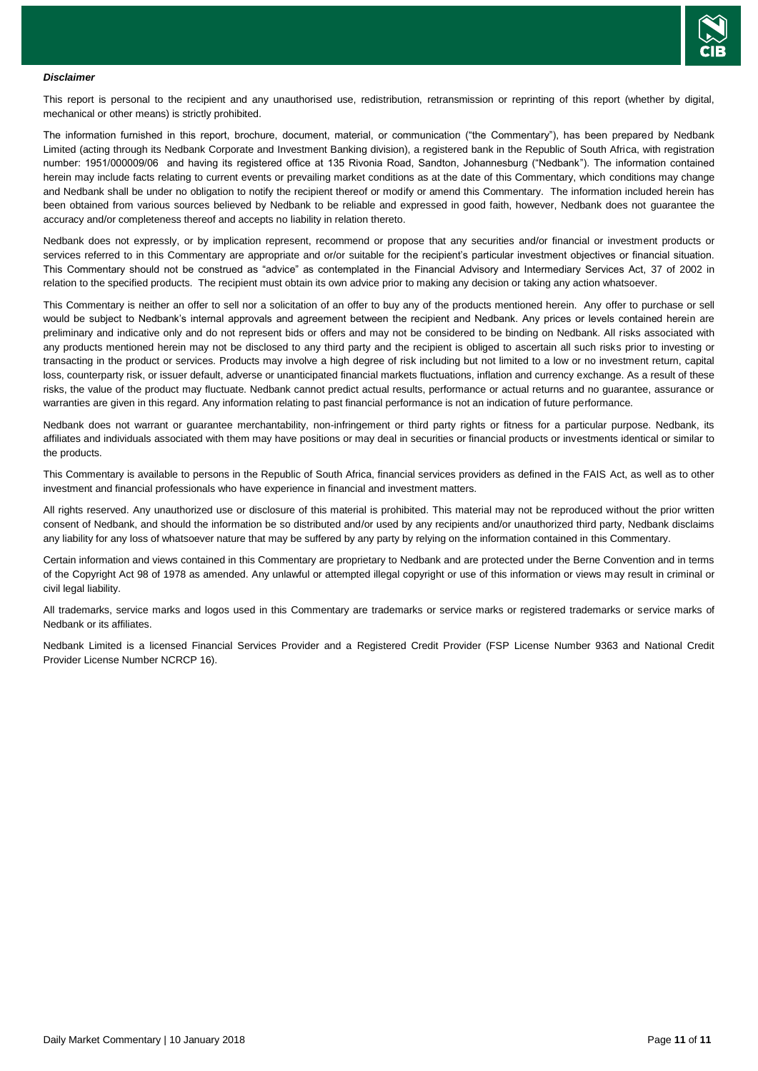***Disclaimer***

This report is personal to the recipient and any unauthorised use, redistribution, retransmission or reprinting of this report (whether by digital, mechanical or other means) is strictly prohibited.

The information furnished in this report, brochure, document, material, or communication ("the Commentary"), has been prepared by Nedbank Limited (acting through its Nedbank Corporate and Investment Banking division), a registered bank in the Republic of South Africa, with registration number: 1951/000009/06 and having its registered office at 135 Rivonia Road, Sandton, Johannesburg ("Nedbank"). The information contained herein may include facts relating to current events or prevailing market conditions as at the date of this Commentary, which conditions may change and Nedbank shall be under no obligation to notify the recipient thereof or modify or amend this Commentary. The information included herein has been obtained from various sources believed by Nedbank to be reliable and expressed in good faith, however, Nedbank does not guarantee the accuracy and/or completeness thereof and accepts no liability in relation thereto.

Nedbank does not expressly, or by implication represent, recommend or propose that any securities and/or financial or investment products or services referred to in this Commentary are appropriate and or/or suitable for the recipient's particular investment objectives or financial situation. This Commentary should not be construed as "advice" as contemplated in the Financial Advisory and Intermediary Services Act, 37 of 2002 in relation to the specified products. The recipient must obtain its own advice prior to making any decision or taking any action whatsoever.

This Commentary is neither an offer to sell nor a solicitation of an offer to buy any of the products mentioned herein. Any offer to purchase or sell would be subject to Nedbank's internal approvals and agreement between the recipient and Nedbank. Any prices or levels contained herein are preliminary and indicative only and do not represent bids or offers and may not be considered to be binding on Nedbank. All risks associated with any products mentioned herein may not be disclosed to any third party and the recipient is obliged to ascertain all such risks prior to investing or transacting in the product or services. Products may involve a high degree of risk including but not limited to a low or no investment return, capital loss, counterparty risk, or issuer default, adverse or unanticipated financial markets fluctuations, inflation and currency exchange. As a result of these risks, the value of the product may fluctuate. Nedbank cannot predict actual results, performance or actual returns and no guarantee, assurance or warranties are given in this regard. Any information relating to past financial performance is not an indication of future performance.

Nedbank does not warrant or guarantee merchantability, non-infringement or third party rights or fitness for a particular purpose. Nedbank, its affiliates and individuals associated with them may have positions or may deal in securities or financial products or investments identical or similar to the products.

This Commentary is available to persons in the Republic of South Africa, financial services providers as defined in the FAIS Act, as well as to other investment and financial professionals who have experience in financial and investment matters.

All rights reserved. Any unauthorized use or disclosure of this material is prohibited. This material may not be reproduced without the prior written consent of Nedbank, and should the information be so distributed and/or used by any recipients and/or unauthorized third party, Nedbank disclaims any liability for any loss of whatsoever nature that may be suffered by any party by relying on the information contained in this Commentary.

Certain information and views contained in this Commentary are proprietary to Nedbank and are protected under the Berne Convention and in terms of the Copyright Act 98 of 1978 as amended. Any unlawful or attempted illegal copyright or use of this information or views may result in criminal or civil legal liability.

All trademarks, service marks and logos used in this Commentary are trademarks or service marks or registered trademarks or service marks of Nedbank or its affiliates.

Nedbank Limited is a licensed Financial Services Provider and a Registered Credit Provider (FSP License Number 9363 and National Credit Provider License Number NCRCP 16).